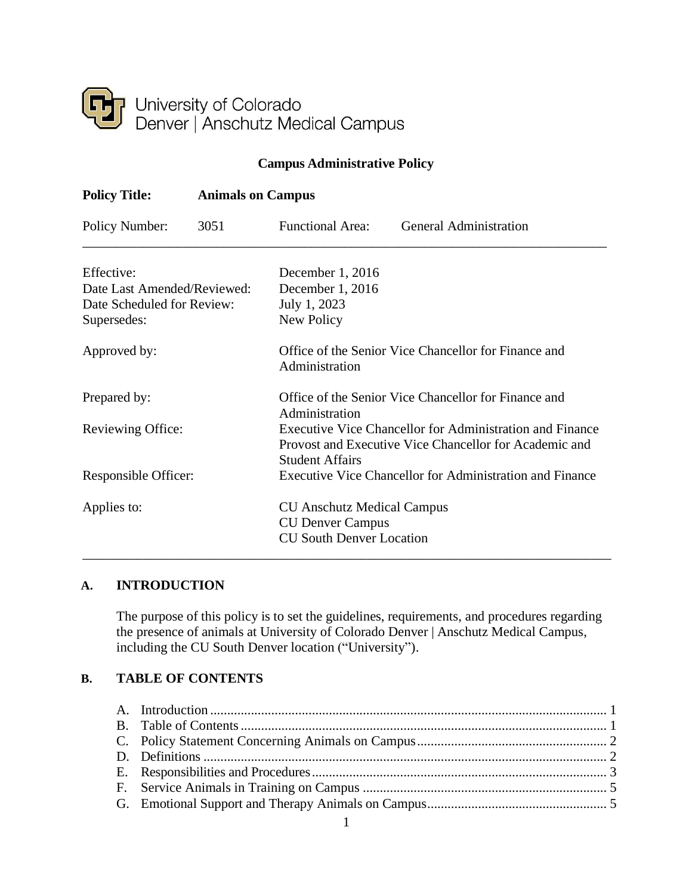University of Colorado
Denver | Anschutz Medical Campus

**Campus Administrative Policy**

**Policy Title:** **Animals on Campus**

Policy Number: 3051 Functional Area: General Administration

---

Effective: December 1, 2016
Date Last Amended/Reviewed: December 1, 2016
Date Scheduled for Review: July 1, 2023
Supersedes: New Policy

Approved by: Office of the Senior Vice Chancellor for Finance and Administration

Prepared by: Office of the Senior Vice Chancellor for Finance and Administration
Reviewing Office: Executive Vice Chancellor for Administration and Finance
Provost and Executive Vice Chancellor for Academic and Student Affairs
Responsible Officer: Executive Vice Chancellor for Administration and Finance

Applies to: CU Anschutz Medical Campus
CU Denver Campus
CU South Denver Location

---

## A. INTRODUCTION

The purpose of this policy is to set the guidelines, requirements, and procedures regarding the presence of animals at University of Colorado Denver | Anschutz Medical Campus, including the CU South Denver location ("University").

## B. TABLE OF CONTENTS

A. Introduction ... 1
B. Table of Contents ... 1
C. Policy Statement Concerning Animals on Campus ... 2
D. Definitions ... 2
E. Responsibilities and Procedures ... 3
F. Service Animals in Training on Campus ... 5
G. Emotional Support and Therapy Animals on Campus ... 5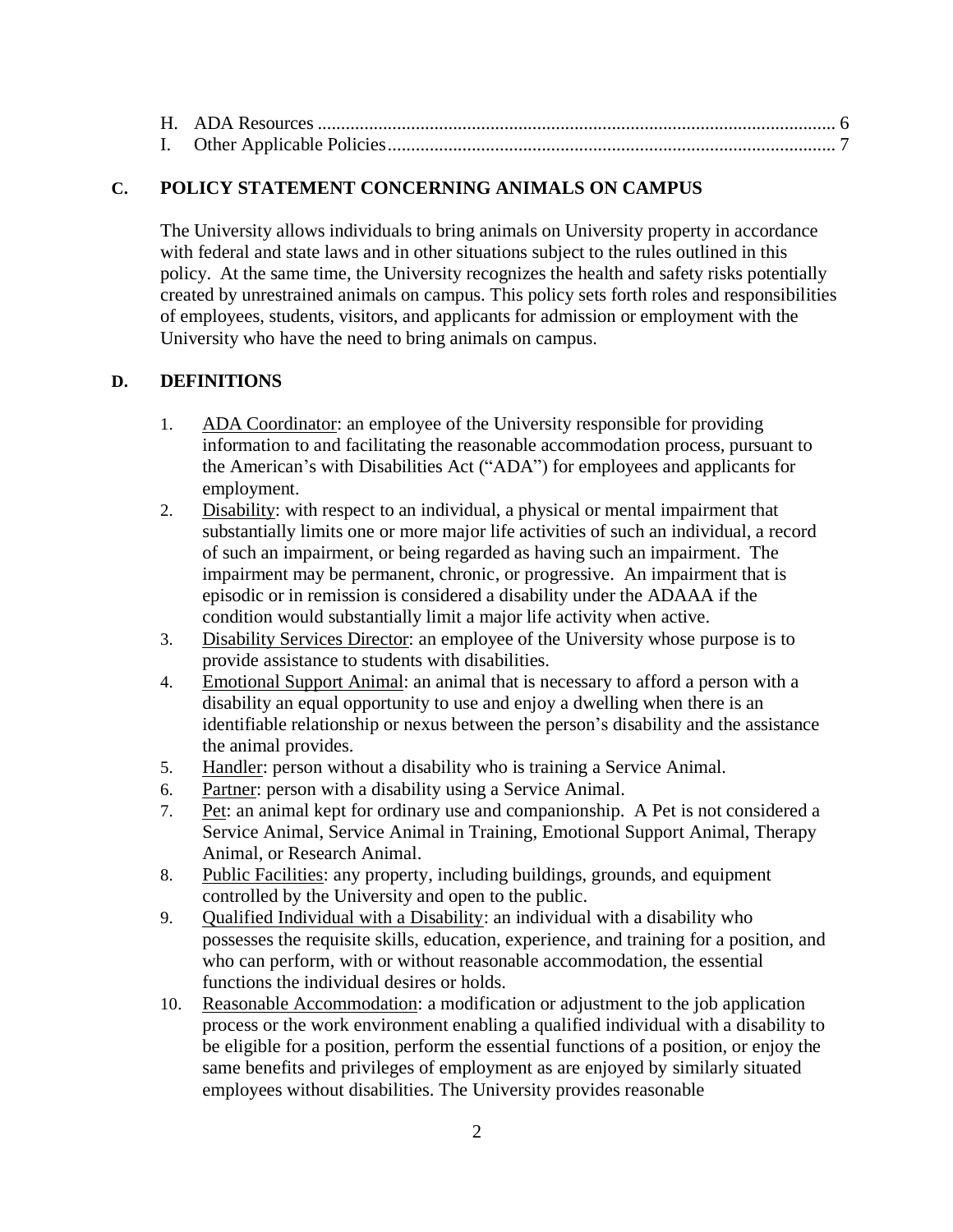H. ADA Resources ............................................................................................................. 6
I. Other Applicable Policies................................................................................................ 7

## C. POLICY STATEMENT CONCERNING ANIMALS ON CAMPUS

The University allows individuals to bring animals on University property in accordance with federal and state laws and in other situations subject to the rules outlined in this policy. At the same time, the University recognizes the health and safety risks potentially created by unrestrained animals on campus. This policy sets forth roles and responsibilities of employees, students, visitors, and applicants for admission or employment with the University who have the need to bring animals on campus.

## D. DEFINITIONS

1. <u>ADA Coordinator</u>: an employee of the University responsible for providing information to and facilitating the reasonable accommodation process, pursuant to the American's with Disabilities Act ("ADA") for employees and applicants for employment.
2. <u>Disability</u>: with respect to an individual, a physical or mental impairment that substantially limits one or more major life activities of such an individual, a record of such an impairment, or being regarded as having such an impairment. The impairment may be permanent, chronic, or progressive. An impairment that is episodic or in remission is considered a disability under the ADAAA if the condition would substantially limit a major life activity when active.
3. <u>Disability Services Director</u>: an employee of the University whose purpose is to provide assistance to students with disabilities.
4. <u>Emotional Support Animal</u>: an animal that is necessary to afford a person with a disability an equal opportunity to use and enjoy a dwelling when there is an identifiable relationship or nexus between the person's disability and the assistance the animal provides.
5. <u>Handler</u>: person without a disability who is training a Service Animal.
6. <u>Partner</u>: person with a disability using a Service Animal.
7. <u>Pet</u>: an animal kept for ordinary use and companionship. A Pet is not considered a Service Animal, Service Animal in Training, Emotional Support Animal, Therapy Animal, or Research Animal.
8. <u>Public Facilities</u>: any property, including buildings, grounds, and equipment controlled by the University and open to the public.
9. <u>Qualified Individual with a Disability</u>: an individual with a disability who possesses the requisite skills, education, experience, and training for a position, and who can perform, with or without reasonable accommodation, the essential functions the individual desires or holds.
10. <u>Reasonable Accommodation</u>: a modification or adjustment to the job application process or the work environment enabling a qualified individual with a disability to be eligible for a position, perform the essential functions of a position, or enjoy the same benefits and privileges of employment as are enjoyed by similarly situated employees without disabilities. The University provides reasonable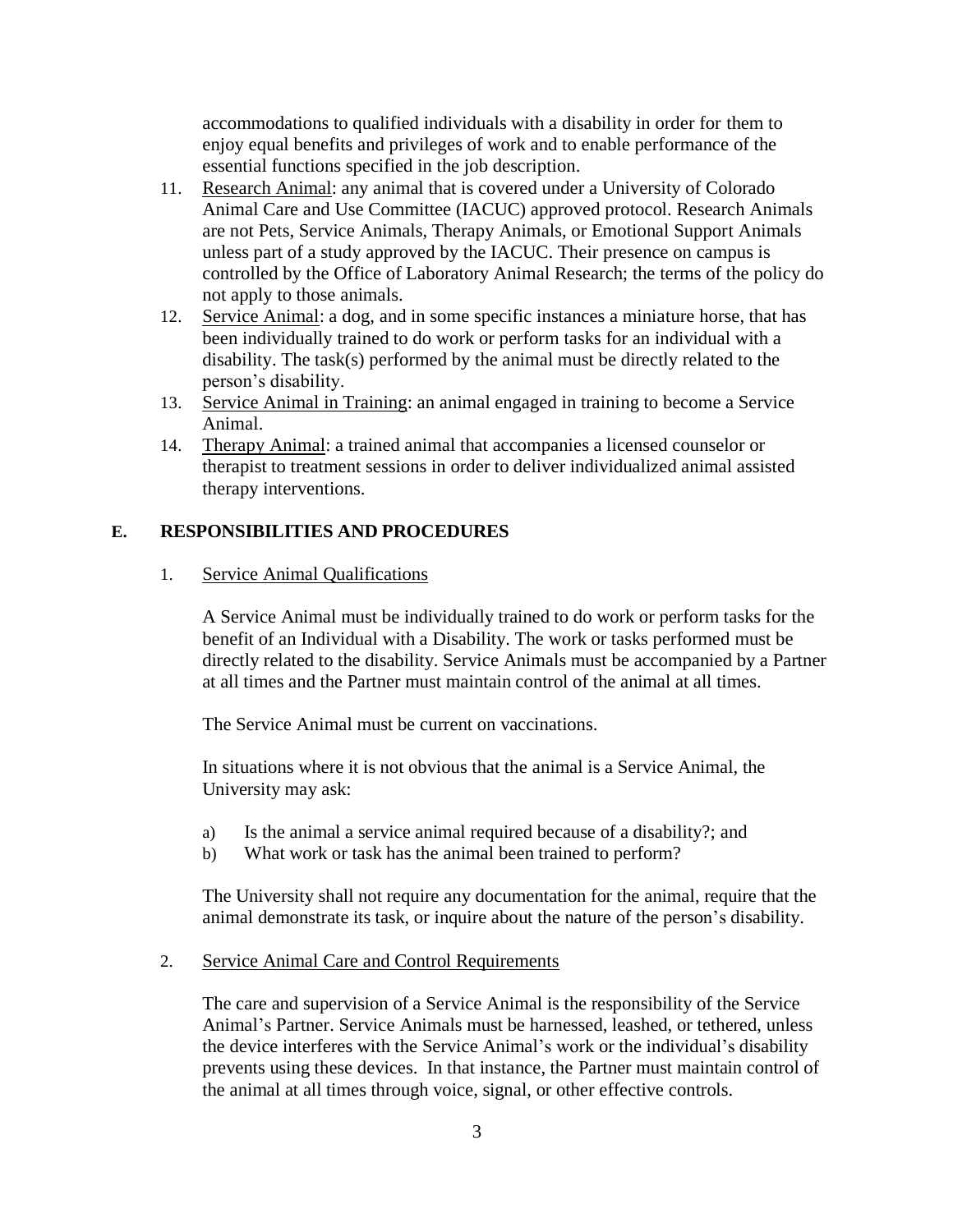accommodations to qualified individuals with a disability in order for them to enjoy equal benefits and privileges of work and to enable performance of the essential functions specified in the job description.

11. Research Animal: any animal that is covered under a University of Colorado Animal Care and Use Committee (IACUC) approved protocol. Research Animals are not Pets, Service Animals, Therapy Animals, or Emotional Support Animals unless part of a study approved by the IACUC. Their presence on campus is controlled by the Office of Laboratory Animal Research; the terms of the policy do not apply to those animals.
12. Service Animal: a dog, and in some specific instances a miniature horse, that has been individually trained to do work or perform tasks for an individual with a disability. The task(s) performed by the animal must be directly related to the person's disability.
13. Service Animal in Training: an animal engaged in training to become a Service Animal.
14. Therapy Animal: a trained animal that accompanies a licensed counselor or therapist to treatment sessions in order to deliver individualized animal assisted therapy interventions.

## E. RESPONSIBILITIES AND PROCEDURES

### 1. Service Animal Qualifications

A Service Animal must be individually trained to do work or perform tasks for the benefit of an Individual with a Disability. The work or tasks performed must be directly related to the disability. Service Animals must be accompanied by a Partner at all times and the Partner must maintain control of the animal at all times.

The Service Animal must be current on vaccinations.

In situations where it is not obvious that the animal is a Service Animal, the University may ask:

a) Is the animal a service animal required because of a disability?; and
b) What work or task has the animal been trained to perform?

The University shall not require any documentation for the animal, require that the animal demonstrate its task, or inquire about the nature of the person's disability.

### 2. Service Animal Care and Control Requirements

The care and supervision of a Service Animal is the responsibility of the Service Animal's Partner. Service Animals must be harnessed, leashed, or tethered, unless the device interferes with the Service Animal's work or the individual's disability prevents using these devices. In that instance, the Partner must maintain control of the animal at all times through voice, signal, or other effective controls.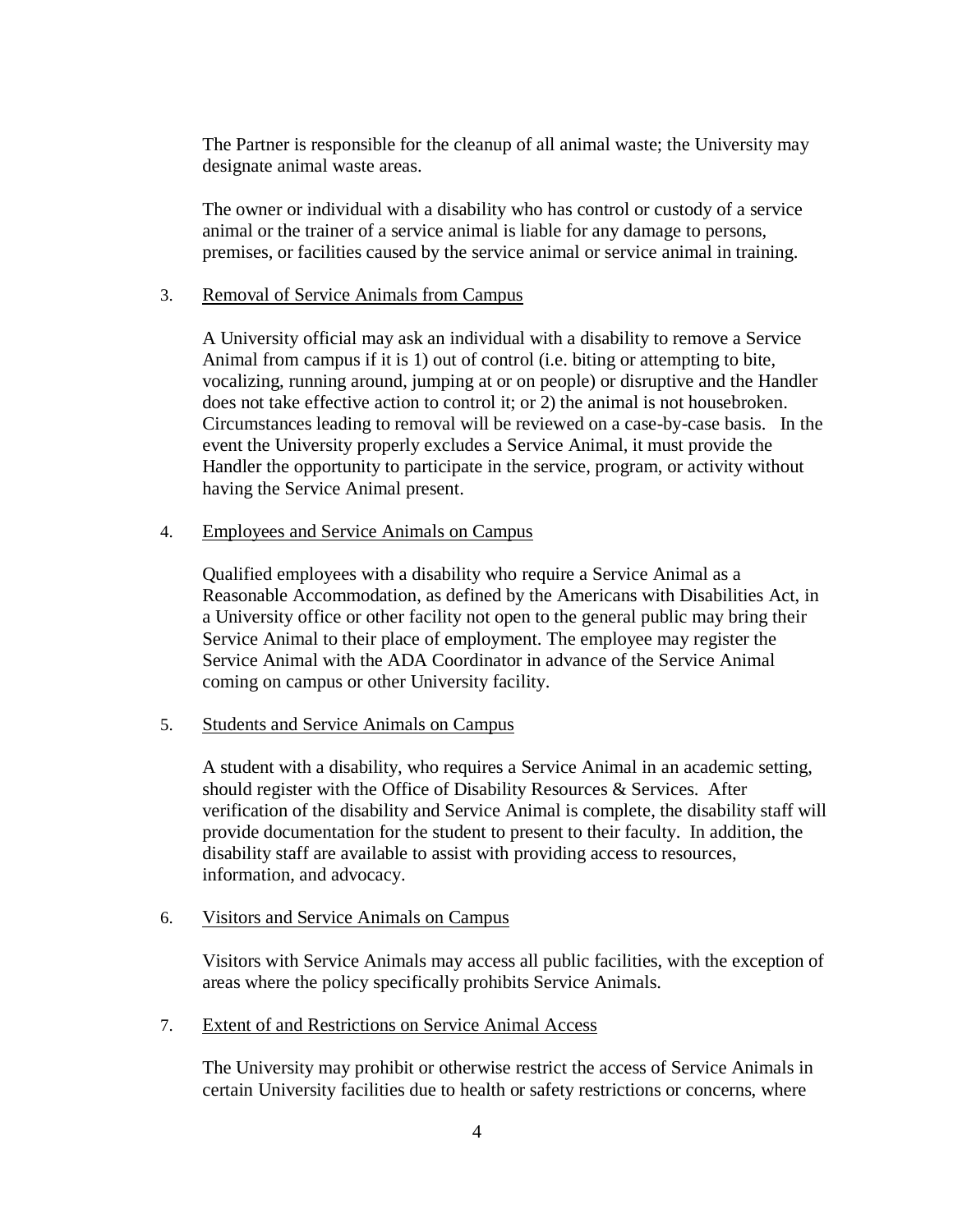The Partner is responsible for the cleanup of all animal waste; the University may designate animal waste areas.

The owner or individual with a disability who has control or custody of a service animal or the trainer of a service animal is liable for any damage to persons, premises, or facilities caused by the service animal or service animal in training.

3. <u>Removal of Service Animals from Campus</u>

A University official may ask an individual with a disability to remove a Service Animal from campus if it is 1) out of control (i.e. biting or attempting to bite, vocalizing, running around, jumping at or on people) or disruptive and the Handler does not take effective action to control it; or 2) the animal is not housebroken. Circumstances leading to removal will be reviewed on a case-by-case basis. In the event the University properly excludes a Service Animal, it must provide the Handler the opportunity to participate in the service, program, or activity without having the Service Animal present.

4. <u>Employees and Service Animals on Campus</u>

Qualified employees with a disability who require a Service Animal as a Reasonable Accommodation, as defined by the Americans with Disabilities Act, in a University office or other facility not open to the general public may bring their Service Animal to their place of employment. The employee may register the Service Animal with the ADA Coordinator in advance of the Service Animal coming on campus or other University facility.

5. <u>Students and Service Animals on Campus</u>

A student with a disability, who requires a Service Animal in an academic setting, should register with the Office of Disability Resources & Services. After verification of the disability and Service Animal is complete, the disability staff will provide documentation for the student to present to their faculty. In addition, the disability staff are available to assist with providing access to resources, information, and advocacy.

6. <u>Visitors and Service Animals on Campus</u>

Visitors with Service Animals may access all public facilities, with the exception of areas where the policy specifically prohibits Service Animals.

7. <u>Extent of and Restrictions on Service Animal Access</u>

The University may prohibit or otherwise restrict the access of Service Animals in certain University facilities due to health or safety restrictions or concerns, where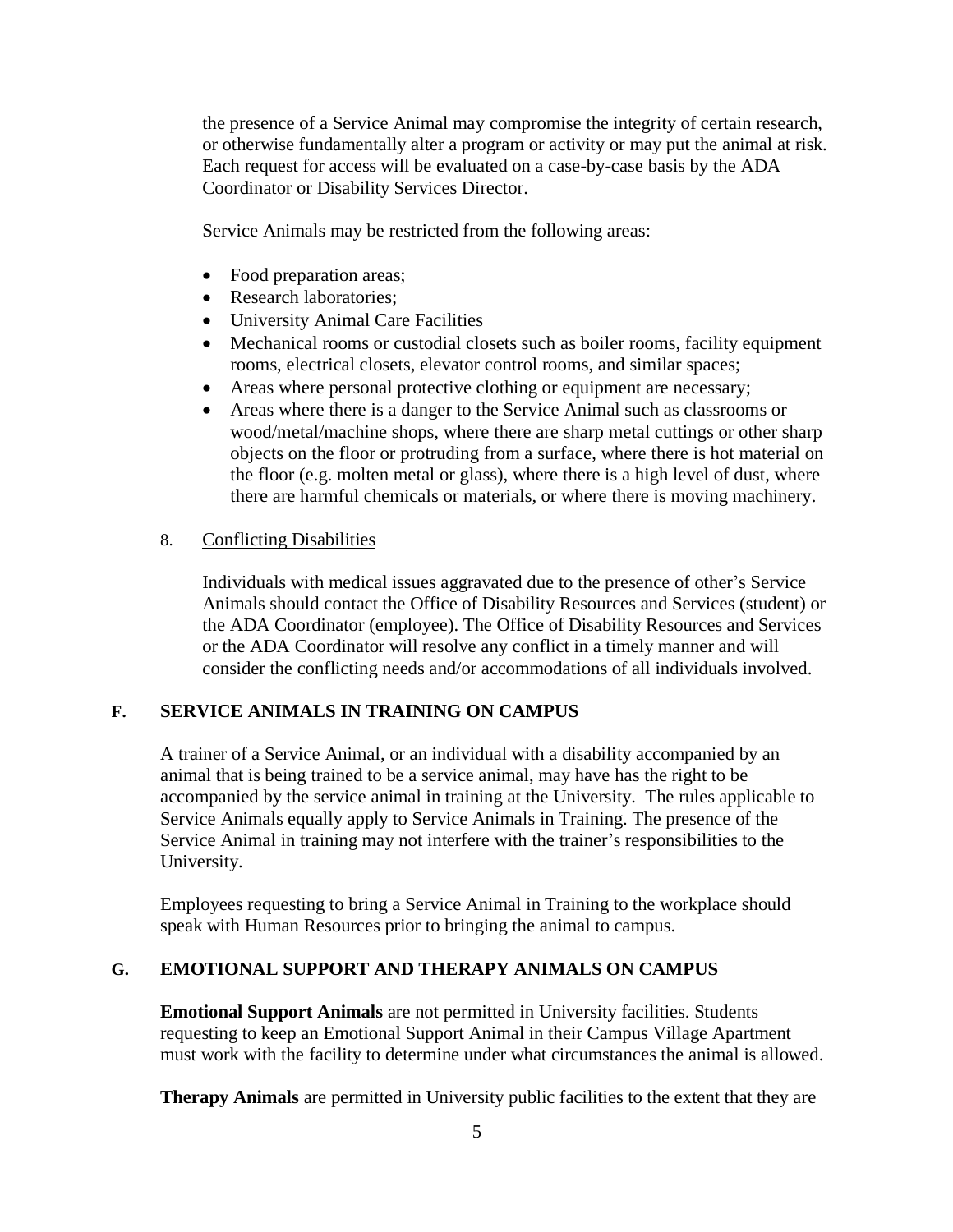the presence of a Service Animal may compromise the integrity of certain research, or otherwise fundamentally alter a program or activity or may put the animal at risk. Each request for access will be evaluated on a case-by-case basis by the ADA Coordinator or Disability Services Director.

Service Animals may be restricted from the following areas:

- Food preparation areas;
- Research laboratories;
- University Animal Care Facilities
- Mechanical rooms or custodial closets such as boiler rooms, facility equipment rooms, electrical closets, elevator control rooms, and similar spaces;
- Areas where personal protective clothing or equipment are necessary;
- Areas where there is a danger to the Service Animal such as classrooms or wood/metal/machine shops, where there are sharp metal cuttings or other sharp objects on the floor or protruding from a surface, where there is hot material on the floor (e.g. molten metal or glass), where there is a high level of dust, where there are harmful chemicals or materials, or where there is moving machinery.

8. Conflicting Disabilities

Individuals with medical issues aggravated due to the presence of other's Service Animals should contact the Office of Disability Resources and Services (student) or the ADA Coordinator (employee). The Office of Disability Resources and Services or the ADA Coordinator will resolve any conflict in a timely manner and will consider the conflicting needs and/or accommodations of all individuals involved.

## F. SERVICE ANIMALS IN TRAINING ON CAMPUS

A trainer of a Service Animal, or an individual with a disability accompanied by an animal that is being trained to be a service animal, may have has the right to be accompanied by the service animal in training at the University. The rules applicable to Service Animals equally apply to Service Animals in Training. The presence of the Service Animal in training may not interfere with the trainer's responsibilities to the University.

Employees requesting to bring a Service Animal in Training to the workplace should speak with Human Resources prior to bringing the animal to campus.

## G. EMOTIONAL SUPPORT AND THERAPY ANIMALS ON CAMPUS

**Emotional Support Animals** are not permitted in University facilities. Students requesting to keep an Emotional Support Animal in their Campus Village Apartment must work with the facility to determine under what circumstances the animal is allowed.

**Therapy Animals** are permitted in University public facilities to the extent that they are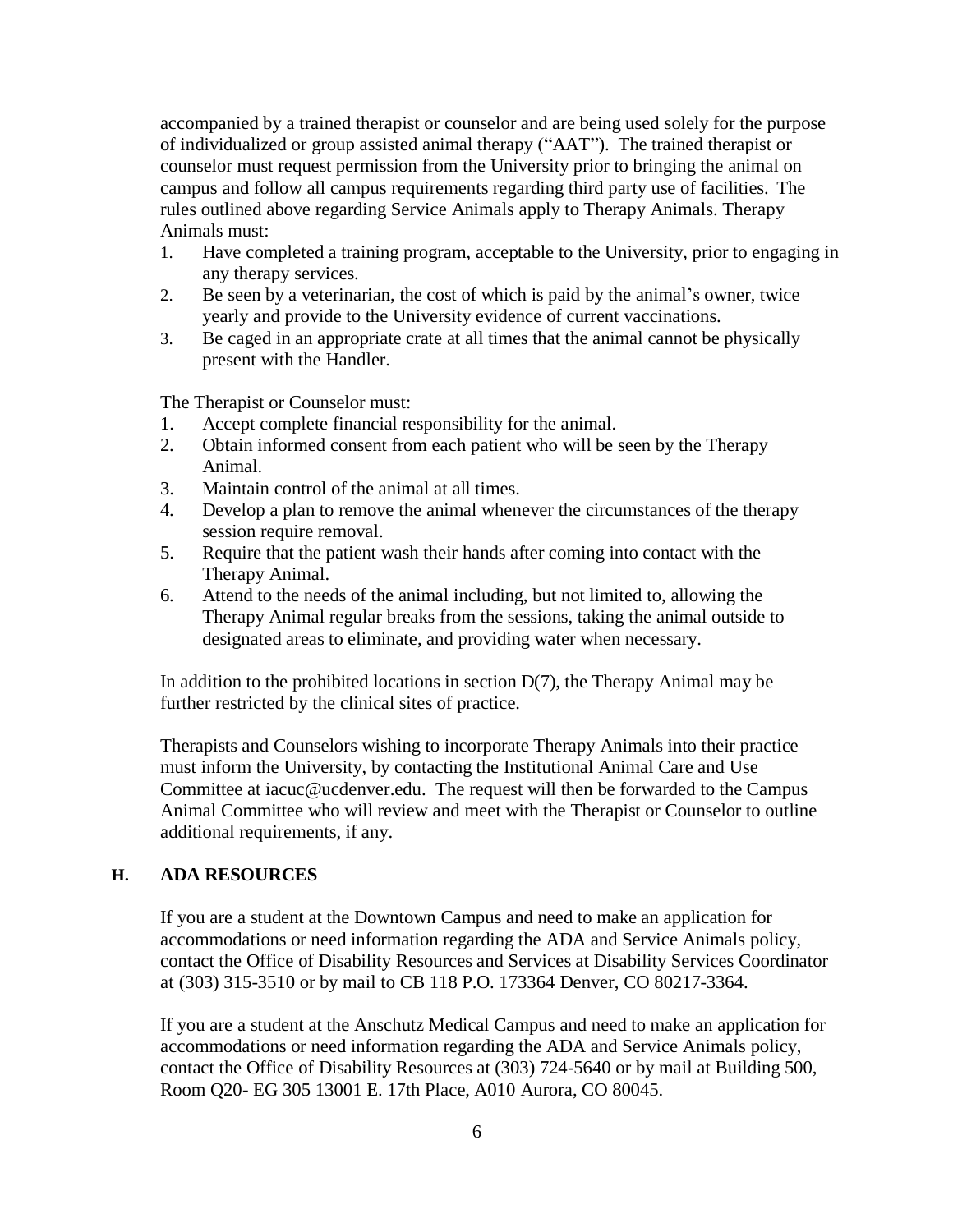accompanied by a trained therapist or counselor and are being used solely for the purpose of individualized or group assisted animal therapy ("AAT"). The trained therapist or counselor must request permission from the University prior to bringing the animal on campus and follow all campus requirements regarding third party use of facilities. The rules outlined above regarding Service Animals apply to Therapy Animals. Therapy Animals must:

1. Have completed a training program, acceptable to the University, prior to engaging in any therapy services.
2. Be seen by a veterinarian, the cost of which is paid by the animal's owner, twice yearly and provide to the University evidence of current vaccinations.
3. Be caged in an appropriate crate at all times that the animal cannot be physically present with the Handler.

The Therapist or Counselor must:

1. Accept complete financial responsibility for the animal.
2. Obtain informed consent from each patient who will be seen by the Therapy Animal.
3. Maintain control of the animal at all times.
4. Develop a plan to remove the animal whenever the circumstances of the therapy session require removal.
5. Require that the patient wash their hands after coming into contact with the Therapy Animal.
6. Attend to the needs of the animal including, but not limited to, allowing the Therapy Animal regular breaks from the sessions, taking the animal outside to designated areas to eliminate, and providing water when necessary.

In addition to the prohibited locations in section D(7), the Therapy Animal may be further restricted by the clinical sites of practice.

Therapists and Counselors wishing to incorporate Therapy Animals into their practice must inform the University, by contacting the Institutional Animal Care and Use Committee at iacuc@ucdenver.edu. The request will then be forwarded to the Campus Animal Committee who will review and meet with the Therapist or Counselor to outline additional requirements, if any.

## H. ADA RESOURCES

If you are a student at the Downtown Campus and need to make an application for accommodations or need information regarding the ADA and Service Animals policy, contact the Office of Disability Resources and Services at Disability Services Coordinator at (303) 315-3510 or by mail to CB 118 P.O. 173364 Denver, CO 80217-3364.

If you are a student at the Anschutz Medical Campus and need to make an application for accommodations or need information regarding the ADA and Service Animals policy, contact the Office of Disability Resources at (303) 724-5640 or by mail at Building 500, Room Q20- EG 305 13001 E. 17th Place, A010 Aurora, CO 80045.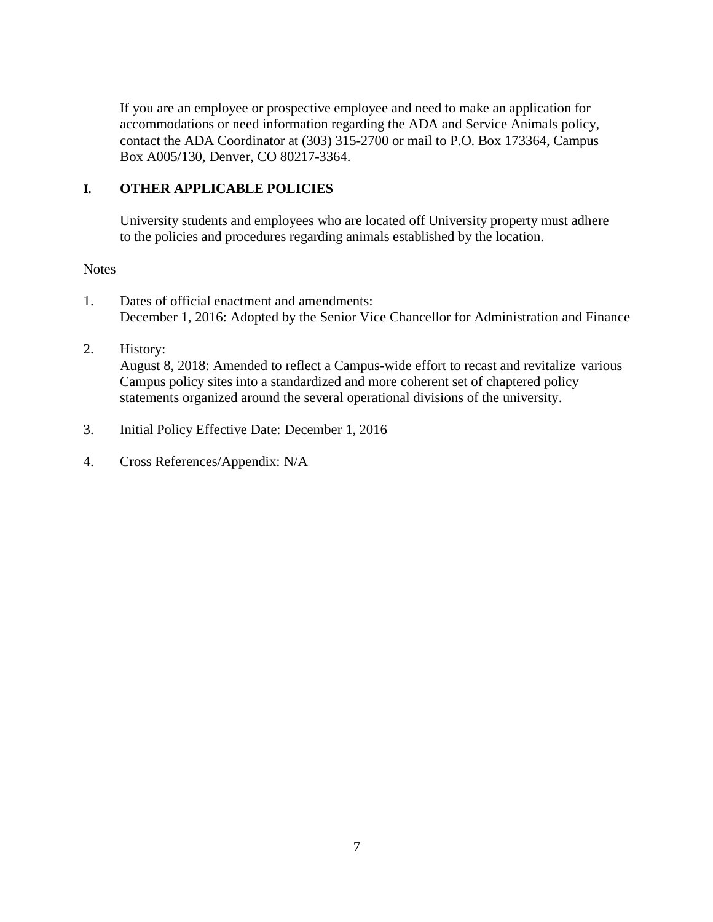If you are an employee or prospective employee and need to make an application for accommodations or need information regarding the ADA and Service Animals policy, contact the ADA Coordinator at (303) 315-2700 or mail to P.O. Box 173364, Campus Box A005/130, Denver, CO 80217-3364.

## I. OTHER APPLICABLE POLICIES

University students and employees who are located off University property must adhere to the policies and procedures regarding animals established by the location.

Notes

1. Dates of official enactment and amendments:
   December 1, 2016: Adopted by the Senior Vice Chancellor for Administration and Finance

2. History:
   August 8, 2018: Amended to reflect a Campus-wide effort to recast and revitalize various Campus policy sites into a standardized and more coherent set of chaptered policy statements organized around the several operational divisions of the university.

3. Initial Policy Effective Date: December 1, 2016

4. Cross References/Appendix: N/A